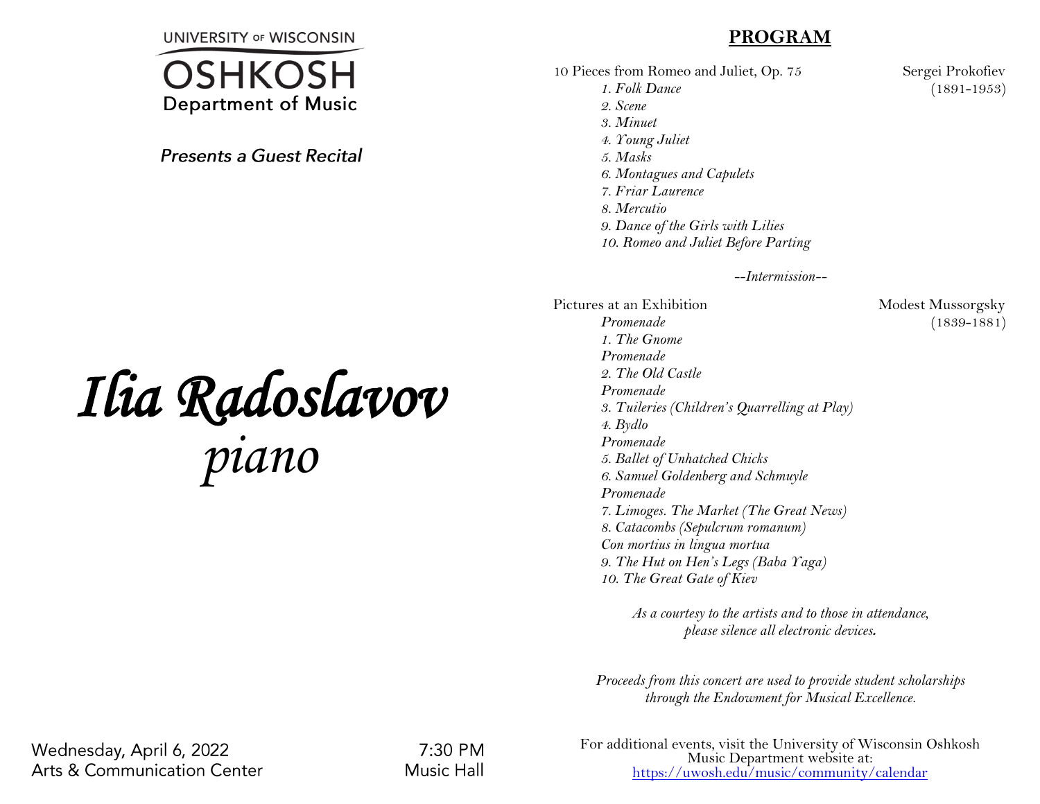UNIVERSITY OF WISCONSIN

# OSHKOSH

Department of Music

*Presents a Guest Recital*

# *Ilia Radoslavov*

## *piano*

Wednesday, April 6, 2022 — 7:30 PM

Arts & Communication Center — Music Hall

## PROGRAM

10 Pieces from Romeo and Juliet, Op. 75 — Sergei Prokofiev (1891-1953)

*1. Folk Dance*
*2. Scene*
*3. Minuet*
*4. Young Juliet*
*5. Masks*
*6. Montagues and Capulets*
*7. Friar Laurence*
*8. Mercutio*
*9. Dance of the Girls with Lilies*
*10. Romeo and Juliet Before Parting*

*--Intermission--*

Pictures at an Exhibition — Modest Mussorgsky (1839-1881)

*Promenade*
*1. The Gnome*
*Promenade*
*2. The Old Castle*
*Promenade*
*3. Tuileries (Children's Quarrelling at Play)*
*4. Bydlo*
*Promenade*
*5. Ballet of Unhatched Chicks*
*6. Samuel Goldenberg and Schmuyle*
*Promenade*
*7. Limoges. The Market (The Great News)*
*8. Catacombs (Sepulcrum romanum)*
*Con mortius in lingua mortua*
*9. The Hut on Hen's Legs (Baba Yaga)*
*10. The Great Gate of Kiev*

*As a courtesy to the artists and to those in attendance, please silence all electronic devices.*

*Proceeds from this concert are used to provide student scholarships through the Endowment for Musical Excellence.*

For additional events, visit the University of Wisconsin Oshkosh Music Department website at: https://uwosh.edu/music/community/calendar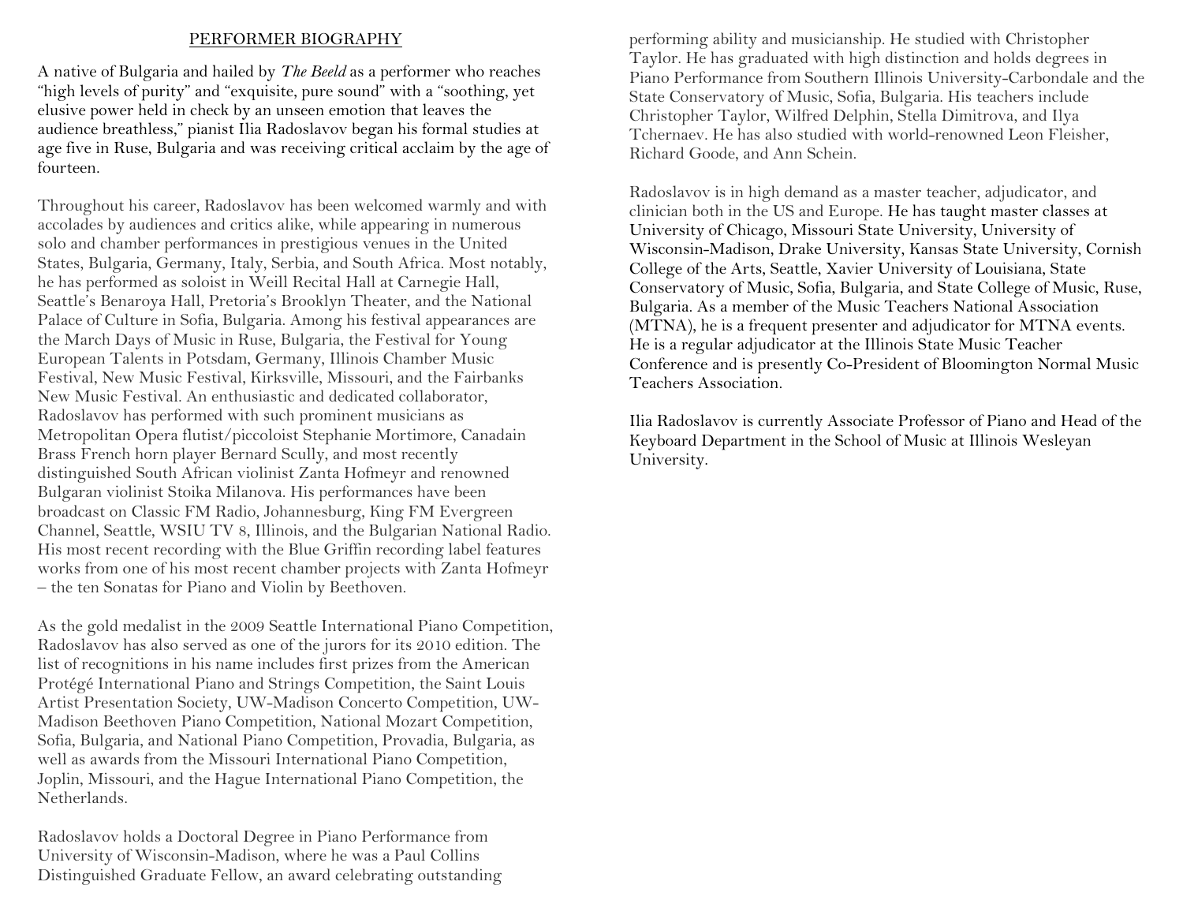## PERFORMER BIOGRAPHY

A native of Bulgaria and hailed by *The Beeld* as a performer who reaches "high levels of purity" and "exquisite, pure sound" with a "soothing, yet elusive power held in check by an unseen emotion that leaves the audience breathless," pianist Ilia Radoslavov began his formal studies at age five in Ruse, Bulgaria and was receiving critical acclaim by the age of fourteen.

Throughout his career, Radoslavov has been welcomed warmly and with accolades by audiences and critics alike, while appearing in numerous solo and chamber performances in prestigious venues in the United States, Bulgaria, Germany, Italy, Serbia, and South Africa. Most notably, he has performed as soloist in Weill Recital Hall at Carnegie Hall, Seattle's Benaroya Hall, Pretoria's Brooklyn Theater, and the National Palace of Culture in Sofia, Bulgaria. Among his festival appearances are the March Days of Music in Ruse, Bulgaria, the Festival for Young European Talents in Potsdam, Germany, Illinois Chamber Music Festival, New Music Festival, Kirksville, Missouri, and the Fairbanks New Music Festival. An enthusiastic and dedicated collaborator, Radoslavov has performed with such prominent musicians as Metropolitan Opera flutist/piccoloist Stephanie Mortimore, Canadain Brass French horn player Bernard Scully, and most recently distinguished South African violinist Zanta Hofmeyr and renowned Bulgaran violinist Stoika Milanova. His performances have been broadcast on Classic FM Radio, Johannesburg, King FM Evergreen Channel, Seattle, WSIU TV 8, Illinois, and the Bulgarian National Radio. His most recent recording with the Blue Griffin recording label features works from one of his most recent chamber projects with Zanta Hofmeyr – the ten Sonatas for Piano and Violin by Beethoven.

As the gold medalist in the 2009 Seattle International Piano Competition, Radoslavov has also served as one of the jurors for its 2010 edition. The list of recognitions in his name includes first prizes from the American Protégé International Piano and Strings Competition, the Saint Louis Artist Presentation Society, UW-Madison Concerto Competition, UW-Madison Beethoven Piano Competition, National Mozart Competition, Sofia, Bulgaria, and National Piano Competition, Provadia, Bulgaria, as well as awards from the Missouri International Piano Competition, Joplin, Missouri, and the Hague International Piano Competition, the Netherlands.

Radoslavov holds a Doctoral Degree in Piano Performance from University of Wisconsin-Madison, where he was a Paul Collins Distinguished Graduate Fellow, an award celebrating outstanding performing ability and musicianship. He studied with Christopher Taylor. He has graduated with high distinction and holds degrees in Piano Performance from Southern Illinois University-Carbondale and the State Conservatory of Music, Sofia, Bulgaria. His teachers include Christopher Taylor, Wilfred Delphin, Stella Dimitrova, and Ilya Tchernaev. He has also studied with world-renowned Leon Fleisher, Richard Goode, and Ann Schein.

Radoslavov is in high demand as a master teacher, adjudicator, and clinician both in the US and Europe. He has taught master classes at University of Chicago, Missouri State University, University of Wisconsin-Madison, Drake University, Kansas State University, Cornish College of the Arts, Seattle, Xavier University of Louisiana, State Conservatory of Music, Sofia, Bulgaria, and State College of Music, Ruse, Bulgaria. As a member of the Music Teachers National Association (MTNA), he is a frequent presenter and adjudicator for MTNA events. He is a regular adjudicator at the Illinois State Music Teacher Conference and is presently Co-President of Bloomington Normal Music Teachers Association.

Ilia Radoslavov is currently Associate Professor of Piano and Head of the Keyboard Department in the School of Music at Illinois Wesleyan University.